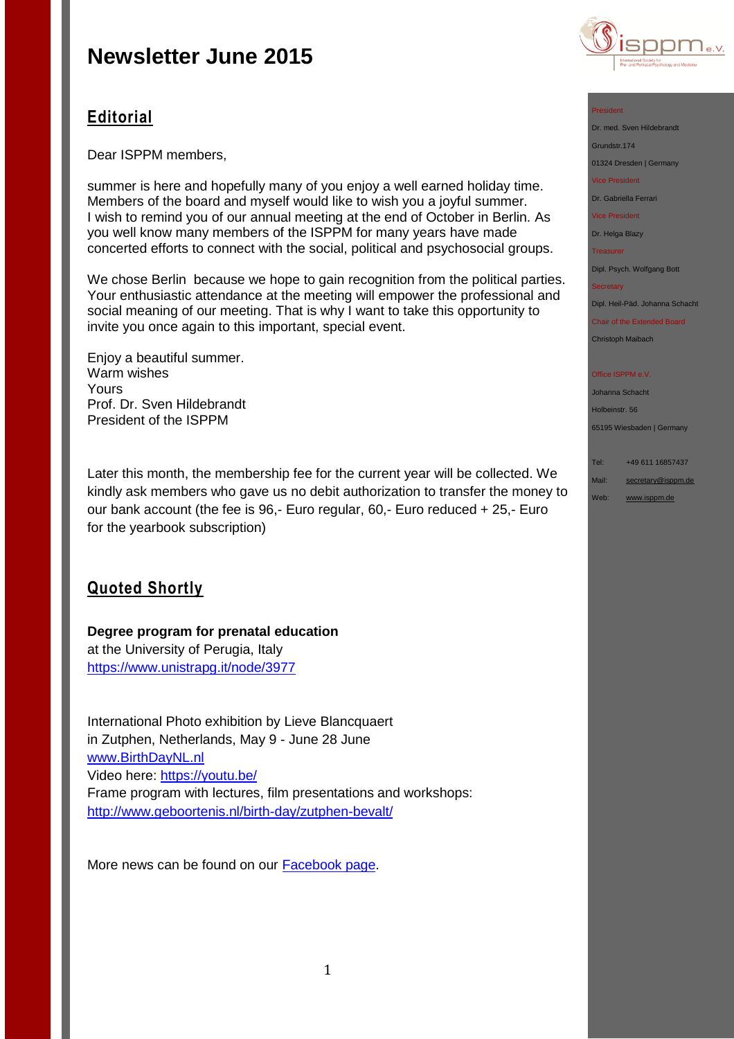# Newsletter June 2015

## Editorial

Dear ISPPM members,

summer is here and hopefully many of you enjoy a well earned holiday time. Members of the board and myself would like to wish you a joyful summer. I wish to remind you of our annual meeting at the end of October in Berlin. As you well know many members of the ISPPM for many years have made concerted efforts to connect with the social, political and psychosocial groups.

We chose Berlin because we hope to gain recognition from the political parties. Your enthusiastic attendance at the meeting will empower the professional and social meaning of our meeting. That is why I want to take this opportunity to invite you once again to this important, special event.

Enjoy a beautiful summer.
Warm wishes
Yours
Prof. Dr. Sven Hildebrandt
President of the ISPPM

Later this month, the membership fee for the current year will be collected. We kindly ask members who gave us no debit authorization to transfer the money to our bank account (the fee is 96,- Euro regular, 60,- Euro reduced + 25,- Euro for the yearbook subscription)

## Quoted Shortly

**Degree program for prenatal education**
at the University of Perugia, Italy
https://www.unistrapg.it/node/3977

International Photo exhibition by Lieve Blancquaert
in Zutphen, Netherlands, May 9 - June 28 June
www.BirthDayNL.nl
Video here: https://youtu.be/
Frame program with lectures, film presentations and workshops:
http://www.geboortenis.nl/birth-day/zutphen-bevalt/

More news can be found on our Facebook page.

ISPPM e.V.
International Society for Pre- and Perinatal Psychology and Medicine

President
Dr. med. Sven Hildebrandt
Grundstr.174
01324 Dresden | Germany

Vice President
Dr. Gabriella Ferrari

Vice President
Dr. Helga Blazy

Treasurer
Dipl. Psych. Wolfgang Bott

Secretary
Dipl. Heil-Päd. Johanna Schacht

Chair of the Extended Board
Christoph Maibach

Office ISPPM e.V.
Johanna Schacht
Holbeinstr. 56
65195 Wiesbaden | Germany

Tel: +49 611 16857437
Mail: secretary@isppm.de
Web: www.isppm.de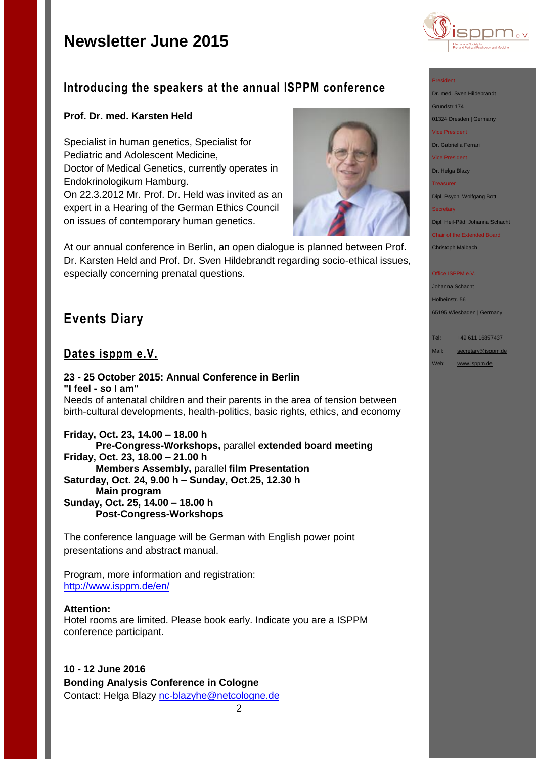# Newsletter June 2015

## Introducing the speakers at the annual ISPPM conference

**Prof. Dr. med. Karsten Held**

Specialist in human genetics, Specialist for Pediatric and Adolescent Medicine,
Doctor of Medical Genetics, currently operates in Endokrinologikum Hamburg.
On 22.3.2012 Mr. Prof. Dr. Held was invited as an expert in a Hearing of the German Ethics Council on issues of contemporary human genetics.

At our annual conference in Berlin, an open dialogue is planned between Prof. Dr. Karsten Held and Prof. Dr. Sven Hildebrandt regarding socio-ethical issues, especially concerning prenatal questions.

## Events Diary

## Dates isppm e.V.

**23 - 25 October 2015: Annual Conference in Berlin**
**"I feel - so I am"**
Needs of antenatal children and their parents in the area of tension between birth-cultural developments, health-politics, basic rights, ethics, and economy

**Friday, Oct. 23, 14.00 – 18.00 h**
**Pre-Congress-Workshops,** parallel **extended board meeting**
**Friday, Oct. 23, 18.00 – 21.00 h**
**Members Assembly,** parallel **film Presentation**
**Saturday, Oct. 24, 9.00 h – Sunday, Oct.25, 12.30 h**
**Main program**
**Sunday, Oct. 25, 14.00 – 18.00 h**
**Post-Congress-Workshops**

The conference language will be German with English power point presentations and abstract manual.

Program, more information and registration:
http://www.isppm.de/en/

**Attention:**
Hotel rooms are limited. Please book early. Indicate you are a ISPPM conference participant.

**10 - 12 June 2016**
**Bonding Analysis Conference in Cologne**
Contact: Helga Blazy nc-blazyhe@netcologne.de

---

President
Dr. med. Sven Hildebrandt
Grundstr.174
01324 Dresden | Germany
Vice President
Dr. Gabriella Ferrari
Vice President
Dr. Helga Blazy
Treasurer
Dipl. Psych. Wolfgang Bott
Secretary
Dipl. Heil-Päd. Johanna Schacht
Chair of the Extended Board
Christoph Maibach

Office ISPPM e.V.
Johanna Schacht
Holbeinstr. 56
65195 Wiesbaden | Germany

Tel: +49 611 16857437
Mail: secretary@isppm.de
Web: www.isppm.de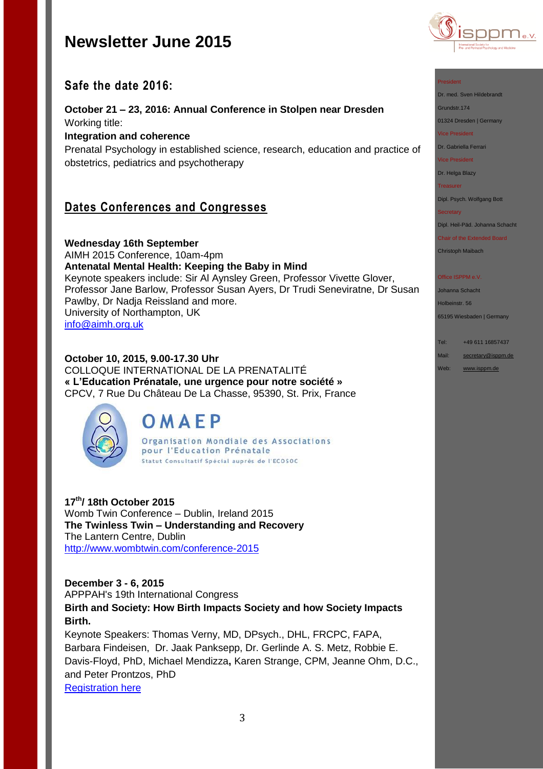# Newsletter June 2015

## Safe the date 2016:

**October 21 – 23, 2016: Annual Conference in Stolpen near Dresden**
Working title:
**Integration and coherence**
Prenatal Psychology in established science, research, education and practice of obstetrics, pediatrics and psychotherapy

## Dates Conferences and Congresses

**Wednesday 16th September**
AIMH 2015 Conference, 10am-4pm
**Antenatal Mental Health: Keeping the Baby in Mind**
Keynote speakers include: Sir Al Aynsley Green, Professor Vivette Glover, Professor Jane Barlow, Professor Susan Ayers, Dr Trudi Seneviratne, Dr Susan Pawlby, Dr Nadja Reissland and more.
University of Northampton, UK
info@aimh.org.uk

**October 10, 2015, 9.00-17.30 Uhr**
COLLOQUE INTERNATIONAL DE LA PRENATALITÉ
**« L'Education Prénatale, une urgence pour notre société »**
CPCV, 7 Rue Du Château De La Chasse, 95390, St. Prix, France

OMAEP
Organisation Mondiale des Associations pour l'Education Prénatale
Statut Consultatif Spécial auprès de l'ECOSOC

**17th/ 18th October 2015**
Womb Twin Conference – Dublin, Ireland 2015
**The Twinless Twin – Understanding and Recovery**
The Lantern Centre, Dublin
http://www.wombtwin.com/conference-2015

**December 3 - 6, 2015**
APPPAH's 19th International Congress
**Birth and Society: How Birth Impacts Society and how Society Impacts Birth.**
Keynote Speakers: Thomas Verny, MD, DPsych., DHL, FRCPC, FAPA, Barbara Findeisen, Dr. Jaak Panksepp, Dr. Gerlinde A. S. Metz, Robbie E. Davis-Floyd, PhD, Michael Mendizza**,** Karen Strange, CPM, Jeanne Ohm, D.C., and Peter Prontzos, PhD
Registration here

President
Dr. med. Sven Hildebrandt
Grundstr.174
01324 Dresden | Germany

Vice President
Dr. Gabriella Ferrari

Vice President
Dr. Helga Blazy

Treasurer
Dipl. Psych. Wolfgang Bott

Secretary
Dipl. Heil-Päd. Johanna Schacht

Chair of the Extended Board
Christoph Maibach

Office ISPPM e.V.
Johanna Schacht
Holbeinstr. 56
65195 Wiesbaden | Germany

Tel: +49 611 16857437
Mail: secretary@isppm.de
Web: www.isppm.de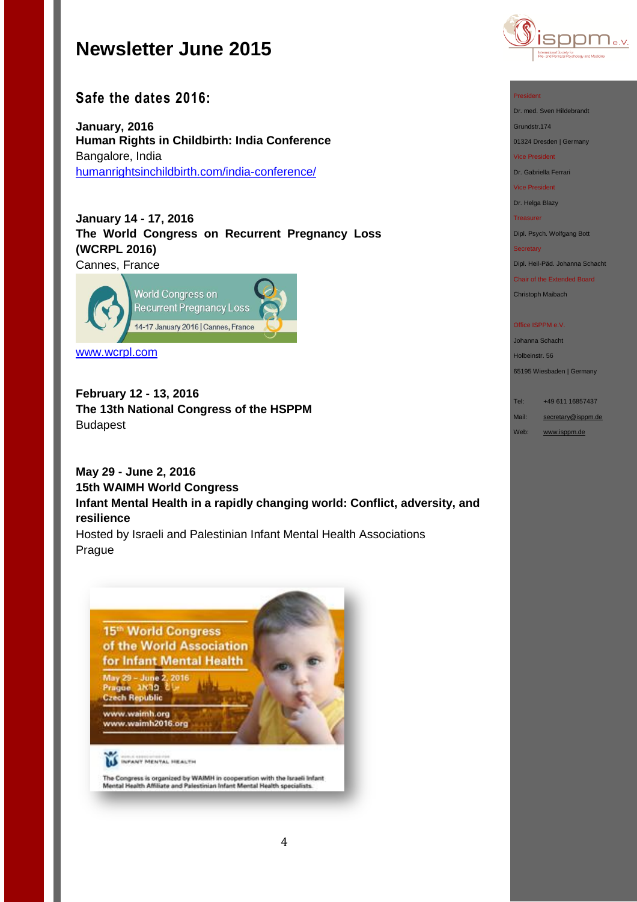# Newsletter June 2015

## Safe the dates 2016:

**January, 2016**
**Human Rights in Childbirth: India Conference**
Bangalore, India
humanrightsinchildbirth.com/india-conference/

**January 14 - 17, 2016**
**The World Congress on Recurrent Pregnancy Loss (WCRPL 2016)**
Cannes, France

www.wcrpl.com

**February 12 - 13, 2016**
**The 13th National Congress of the HSPPM**
Budapest

**May 29 - June 2, 2016**
**15th WAIMH World Congress**
**Infant Mental Health in a rapidly changing world: Conflict, adversity, and resilience**
Hosted by Israeli and Palestinian Infant Mental Health Associations
Prague

President
Dr. med. Sven Hildebrandt
Grundstr.174
01324 Dresden | Germany

Vice President
Dr. Gabriella Ferrari

Vice President
Dr. Helga Blazy

Treasurer
Dipl. Psych. Wolfgang Bott

Secretary
Dipl. Heil-Päd. Johanna Schacht

Chair of the Extended Board
Christoph Maibach

Office ISPPM e.V.
Johanna Schacht
Holbeinstr. 56
65195 Wiesbaden | Germany

Tel: +49 611 16857437
Mail: secretary@isppm.de
Web: www.isppm.de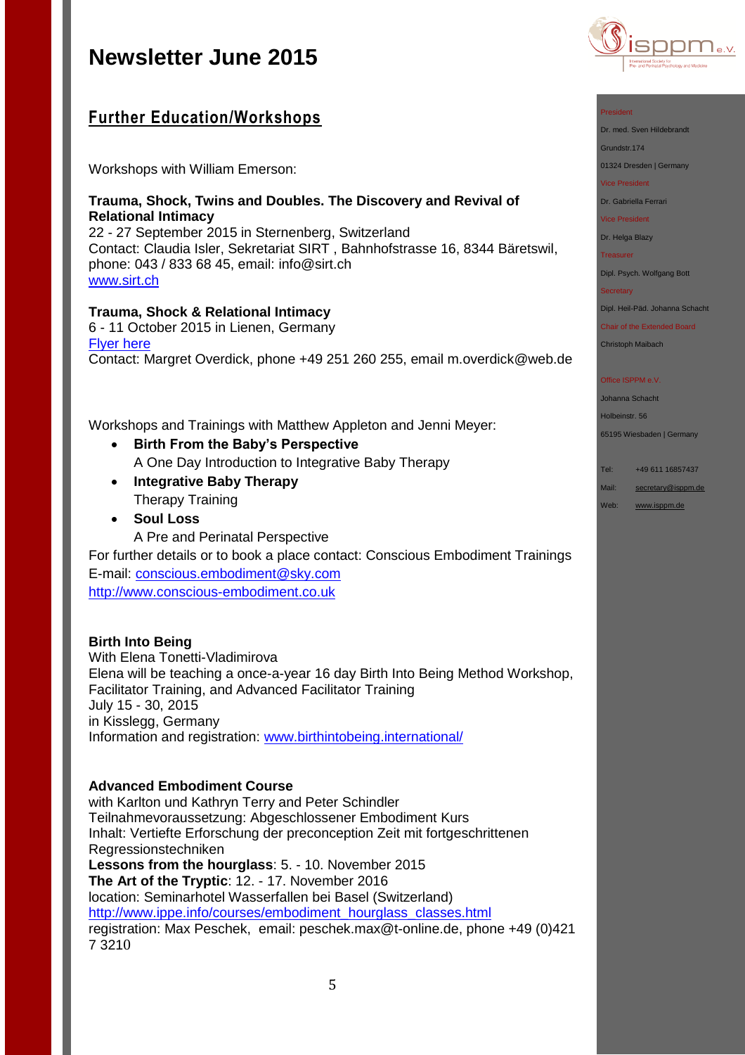# Newsletter June 2015

## Further Education/Workshops

Workshops with William Emerson:

**Trauma, Shock, Twins and Doubles. The Discovery and Revival of Relational Intimacy**
22 - 27 September 2015 in Sternenberg, Switzerland
Contact: Claudia Isler, Sekretariat SIRT , Bahnhofstrasse 16, 8344 Bäretswil, phone: 043 / 833 68 45, email: info@sirt.ch
[www.sirt.ch](www.sirt.ch)

**Trauma, Shock & Relational Intimacy**
6 - 11 October 2015 in Lienen, Germany
Flyer here
Contact: Margret Overdick, phone +49 251 260 255, email m.overdick@web.de

Workshops and Trainings with Matthew Appleton and Jenni Meyer:

- **Birth From the Baby's Perspective**
  A One Day Introduction to Integrative Baby Therapy
- **Integrative Baby Therapy**
  Therapy Training
- **Soul Loss**
  A Pre and Perinatal Perspective

For further details or to book a place contact: Conscious Embodiment Trainings
E-mail: conscious.embodiment@sky.com
http://www.conscious-embodiment.co.uk

**Birth Into Being**
With Elena Tonetti-Vladimirova
Elena will be teaching a once-a-year 16 day Birth Into Being Method Workshop, Facilitator Training, and Advanced Facilitator Training
July 15 - 30, 2015
in Kisslegg, Germany
Information and registration: www.birthintobeing.international/

**Advanced Embodiment Course**
with Karlton und Kathryn Terry and Peter Schindler
Teilnahmevoraussetzung: Abgeschlossener Embodiment Kurs
Inhalt: Vertiefte Erforschung der preconception Zeit mit fortgeschrittenen Regressionstechniken
**Lessons from the hourglass**: 5. - 10. November 2015
**The Art of the Tryptic**: 12. - 17. November 2016
location: Seminarhotel Wasserfallen bei Basel (Switzerland)
http://www.ippe.info/courses/embodiment_hourglass_classes.html
registration: Max Peschek, email: peschek.max@t-online.de, phone +49 (0)421 7 3210

President
Dr. med. Sven Hildebrandt
Grundstr.174
01324 Dresden | Germany

Vice President
Dr. Gabriella Ferrari

Vice President
Dr. Helga Blazy

Treasurer
Dipl. Psych. Wolfgang Bott

Secretary
Dipl. Heil-Päd. Johanna Schacht

Chair of the Extended Board
Christoph Maibach

Office ISPPM e.V.
Johanna Schacht
Holbeinstr. 56
65195 Wiesbaden | Germany

Tel: +49 611 16857437
Mail: secretary@isppm.de
Web: www.isppm.de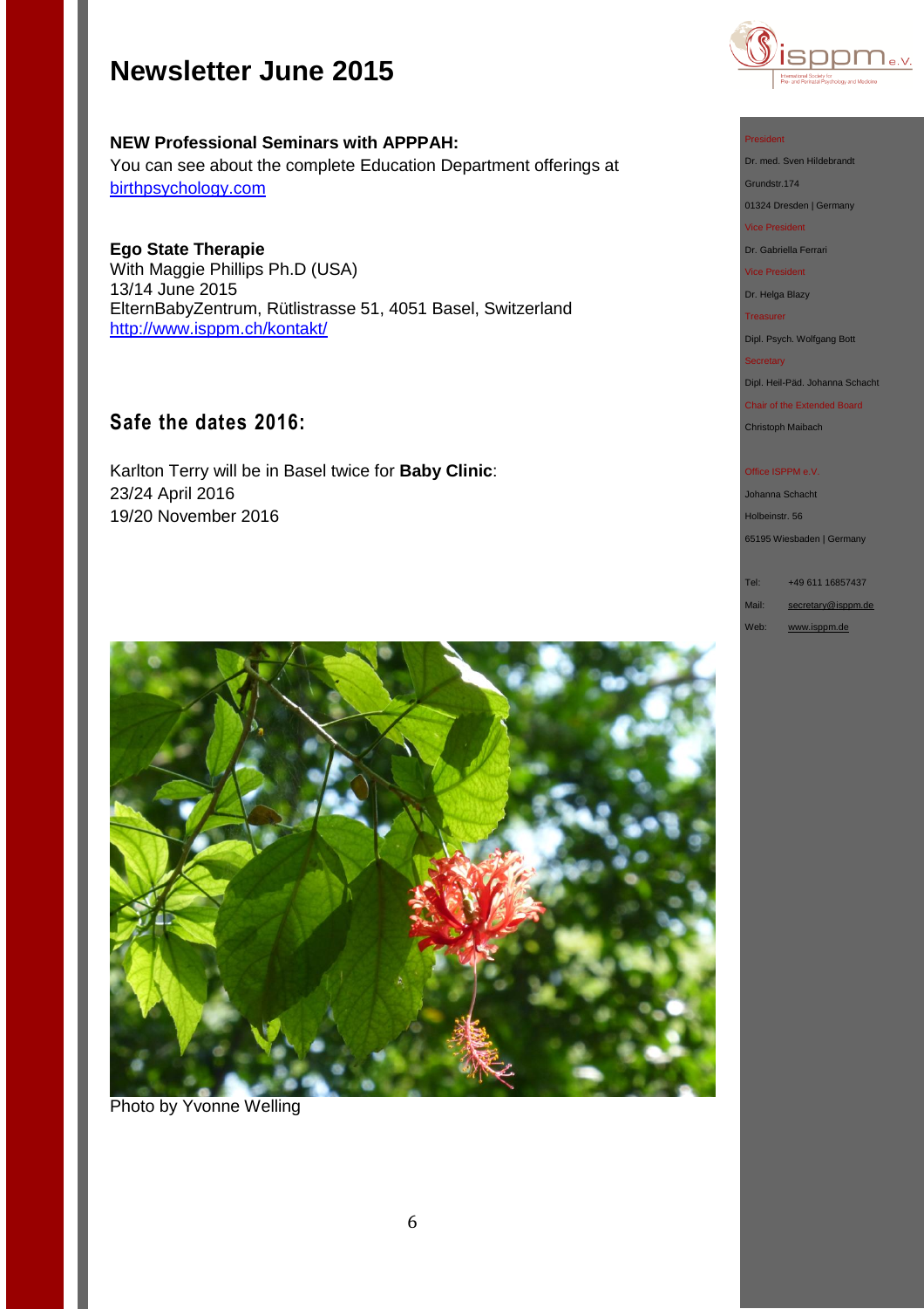# Newsletter June 2015

**NEW Professional Seminars with APPPAH:**
You can see about the complete Education Department offerings at [birthpsychology.com](birthpsychology.com)

**Ego State Therapie**
With Maggie Phillips Ph.D (USA)
13/14 June 2015
ElternBabyZentrum, Rütlistrasse 51, 4051 Basel, Switzerland
[http://www.isppm.ch/kontakt/](http://www.isppm.ch/kontakt/)

## Safe the dates 2016:

Karlton Terry will be in Basel twice for **Baby Clinic**:
23/24 April 2016
19/20 November 2016

Photo by Yvonne Welling

President
Dr. med. Sven Hildebrandt
Grundstr.174
01324 Dresden | Germany

Vice President
Dr. Gabriella Ferrari

Vice President
Dr. Helga Blazy

Treasurer
Dipl. Psych. Wolfgang Bott

Secretary
Dipl. Heil-Päd. Johanna Schacht

Chair of the Extended Board
Christoph Maibach

Office ISPPM e.V.
Johanna Schacht
Holbeinstr. 56
65195 Wiesbaden | Germany

Tel: +49 611 16857437
Mail: secretary@isppm.de
Web: www.isppm.de